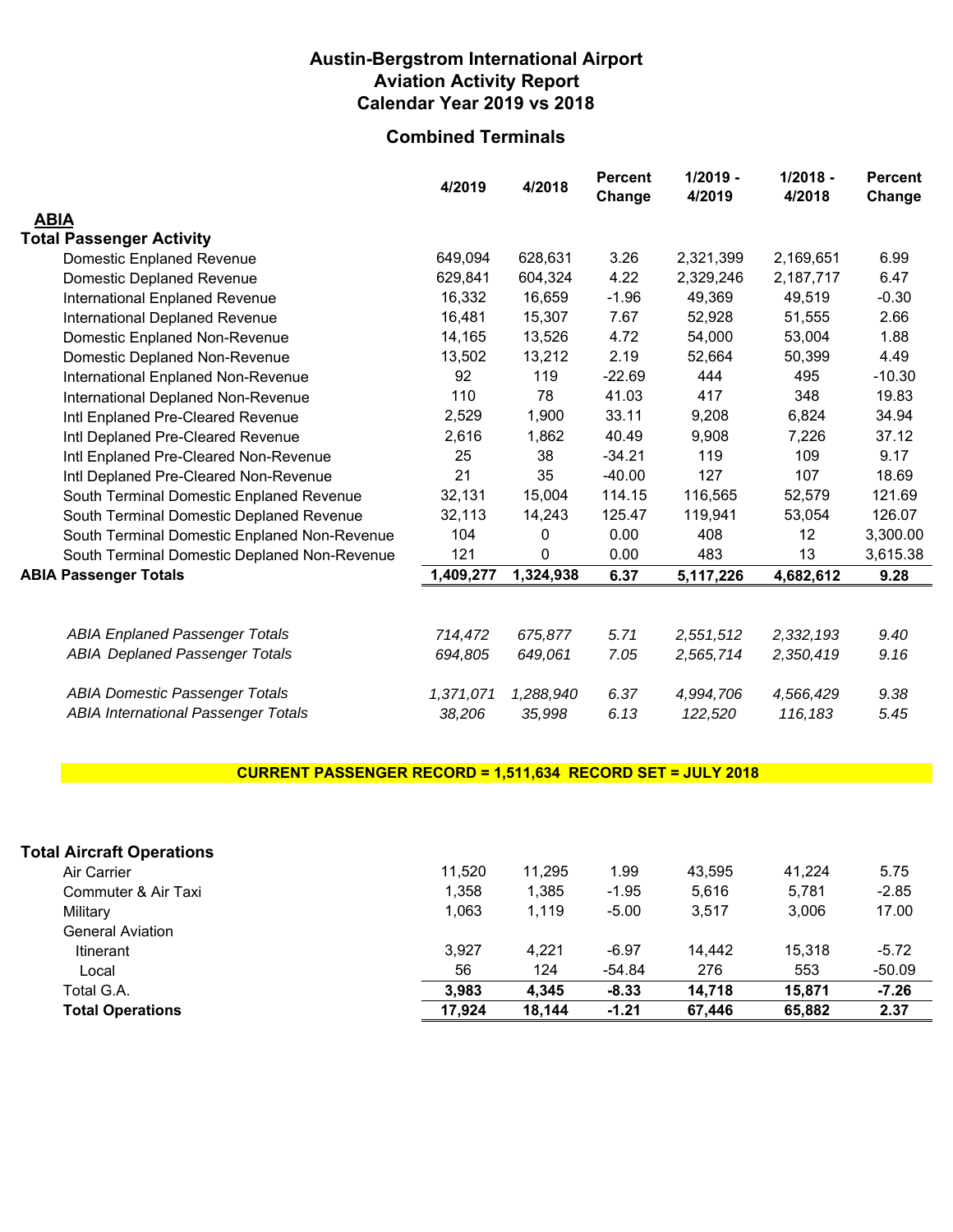# Austin-Bergstrom International Airport
# Aviation Activity Report
# Calendar Year 2019 vs 2018

## Combined Terminals

| | 4/2019 | 4/2018 | Percent Change | 1/2019 - 4/2019 | 1/2018 - 4/2018 | Percent Change |
|---|---|---|---|---|---|---|
| **ABIA** | | | | | | |
| **Total Passenger Activity** | | | | | | |
| Domestic Enplaned Revenue | 649,094 | 628,631 | 3.26 | 2,321,399 | 2,169,651 | 6.99 |
| Domestic Deplaned Revenue | 629,841 | 604,324 | 4.22 | 2,329,246 | 2,187,717 | 6.47 |
| International Enplaned Revenue | 16,332 | 16,659 | -1.96 | 49,369 | 49,519 | -0.30 |
| International Deplaned Revenue | 16,481 | 15,307 | 7.67 | 52,928 | 51,555 | 2.66 |
| Domestic Enplaned Non-Revenue | 14,165 | 13,526 | 4.72 | 54,000 | 53,004 | 1.88 |
| Domestic Deplaned Non-Revenue | 13,502 | 13,212 | 2.19 | 52,664 | 50,399 | 4.49 |
| International Enplaned Non-Revenue | 92 | 119 | -22.69 | 444 | 495 | -10.30 |
| International Deplaned Non-Revenue | 110 | 78 | 41.03 | 417 | 348 | 19.83 |
| Intl Enplaned Pre-Cleared Revenue | 2,529 | 1,900 | 33.11 | 9,208 | 6,824 | 34.94 |
| Intl Deplaned Pre-Cleared Revenue | 2,616 | 1,862 | 40.49 | 9,908 | 7,226 | 37.12 |
| Intl Enplaned Pre-Cleared Non-Revenue | 25 | 38 | -34.21 | 119 | 109 | 9.17 |
| Intl Deplaned Pre-Cleared Non-Revenue | 21 | 35 | -40.00 | 127 | 107 | 18.69 |
| South Terminal Domestic Enplaned Revenue | 32,131 | 15,004 | 114.15 | 116,565 | 52,579 | 121.69 |
| South Terminal Domestic Deplaned Revenue | 32,113 | 14,243 | 125.47 | 119,941 | 53,054 | 126.07 |
| South Terminal Domestic Enplaned Non-Revenue | 104 | 0 | 0.00 | 408 | 12 | 3,300.00 |
| South Terminal Domestic Deplaned Non-Revenue | 121 | 0 | 0.00 | 483 | 13 | 3,615.38 |
| **ABIA Passenger Totals** | **1,409,277** | **1,324,938** | **6.37** | **5,117,226** | **4,682,612** | **9.28** |
| | | | | | | |
| *ABIA Enplaned Passenger Totals* | *714,472* | *675,877* | *5.71* | *2,551,512* | *2,332,193* | *9.40* |
| *ABIA Deplaned Passenger Totals* | *694,805* | *649,061* | *7.05* | *2,565,714* | *2,350,419* | *9.16* |
| | | | | | | |
| *ABIA Domestic Passenger Totals* | *1,371,071* | *1,288,940* | *6.37* | *4,994,706* | *4,566,429* | *9.38* |
| *ABIA International Passenger Totals* | *38,206* | *35,998* | *6.13* | *122,520* | *116,183* | *5.45* |

**CURRENT PASSENGER RECORD = 1,511,634 RECORD SET = JULY 2018**

| | 4/2019 | 4/2018 | Percent Change | 1/2019 - 4/2019 | 1/2018 - 4/2018 | Percent Change |
|---|---|---|---|---|---|---|
| **Total Aircraft Operations** | | | | | | |
| Air Carrier | 11,520 | 11,295 | 1.99 | 43,595 | 41,224 | 5.75 |
| Commuter & Air Taxi | 1,358 | 1,385 | -1.95 | 5,616 | 5,781 | -2.85 |
| Military | 1,063 | 1,119 | -5.00 | 3,517 | 3,006 | 17.00 |
| General Aviation | | | | | | |
| Itinerant | 3,927 | 4,221 | -6.97 | 14,442 | 15,318 | -5.72 |
| Local | 56 | 124 | -54.84 | 276 | 553 | -50.09 |
| Total G.A. | **3,983** | **4,345** | **-8.33** | **14,718** | **15,871** | **-7.26** |
| **Total Operations** | **17,924** | **18,144** | **-1.21** | **67,446** | **65,882** | **2.37** |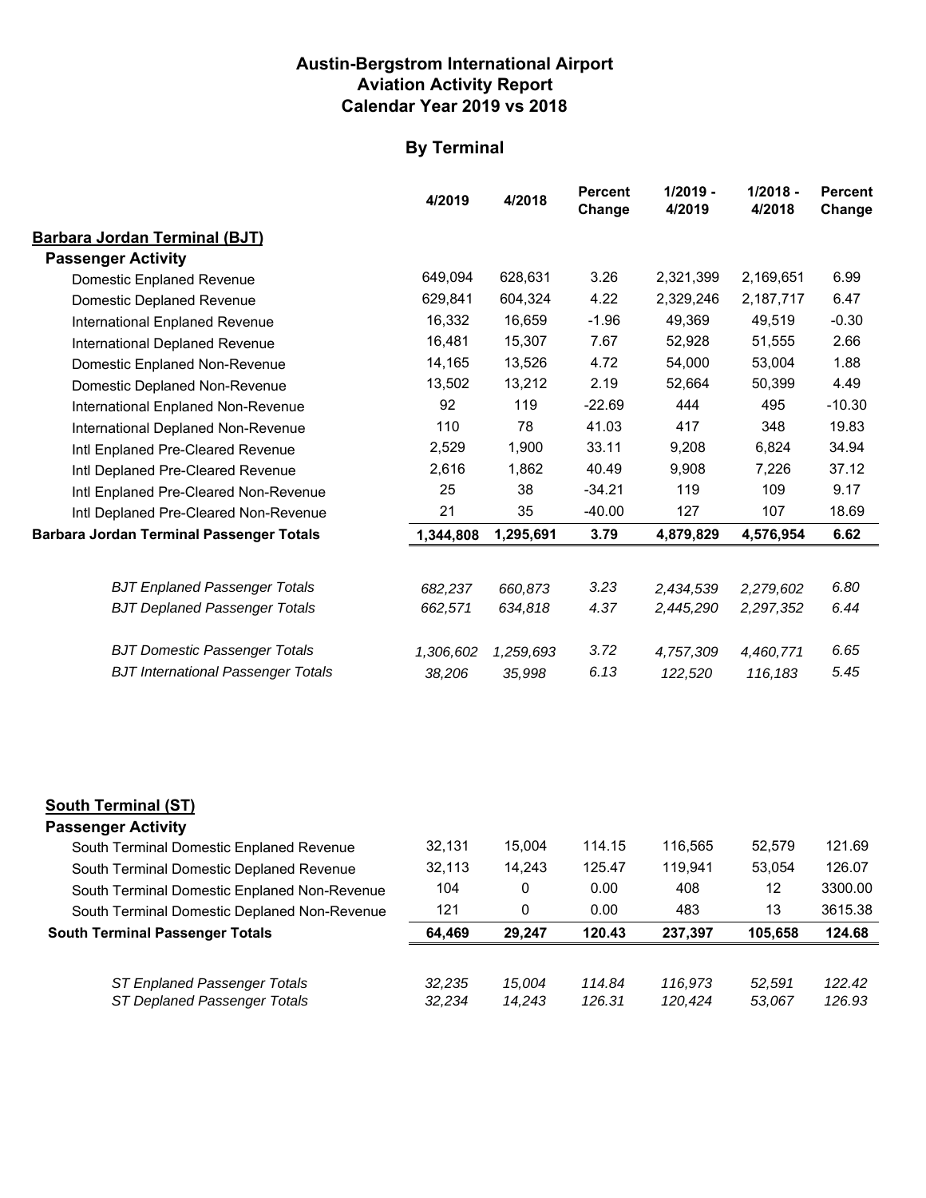# Austin-Bergstrom International Airport
## Aviation Activity Report
## Calendar Year 2019 vs 2018

### By Terminal

| | 4/2019 | 4/2018 | Percent Change | 1/2019 - 4/2019 | 1/2018 - 4/2018 | Percent Change |
|---|---|---|---|---|---|---|
| **Barbara Jordan Terminal (BJT)** | | | | | | |
| **Passenger Activity** | | | | | | |
| Domestic Enplaned Revenue | 649,094 | 628,631 | 3.26 | 2,321,399 | 2,169,651 | 6.99 |
| Domestic Deplaned Revenue | 629,841 | 604,324 | 4.22 | 2,329,246 | 2,187,717 | 6.47 |
| International Enplaned Revenue | 16,332 | 16,659 | -1.96 | 49,369 | 49,519 | -0.30 |
| International Deplaned Revenue | 16,481 | 15,307 | 7.67 | 52,928 | 51,555 | 2.66 |
| Domestic Enplaned Non-Revenue | 14,165 | 13,526 | 4.72 | 54,000 | 53,004 | 1.88 |
| Domestic Deplaned Non-Revenue | 13,502 | 13,212 | 2.19 | 52,664 | 50,399 | 4.49 |
| International Enplaned Non-Revenue | 92 | 119 | -22.69 | 444 | 495 | -10.30 |
| International Deplaned Non-Revenue | 110 | 78 | 41.03 | 417 | 348 | 19.83 |
| Intl Enplaned Pre-Cleared Revenue | 2,529 | 1,900 | 33.11 | 9,208 | 6,824 | 34.94 |
| Intl Deplaned Pre-Cleared Revenue | 2,616 | 1,862 | 40.49 | 9,908 | 7,226 | 37.12 |
| Intl Enplaned Pre-Cleared Non-Revenue | 25 | 38 | -34.21 | 119 | 109 | 9.17 |
| Intl Deplaned Pre-Cleared Non-Revenue | 21 | 35 | -40.00 | 127 | 107 | 18.69 |
| **Barbara Jordan Terminal Passenger Totals** | **1,344,808** | **1,295,691** | **3.79** | **4,879,829** | **4,576,954** | **6.62** |
| *BJT Enplaned Passenger Totals* | *682,237* | *660,873* | *3.23* | *2,434,539* | *2,279,602* | *6.80* |
| *BJT Deplaned Passenger Totals* | *662,571* | *634,818* | *4.37* | *2,445,290* | *2,297,352* | *6.44* |
| *BJT Domestic Passenger Totals* | *1,306,602* | *1,259,693* | *3.72* | *4,757,309* | *4,460,771* | *6.65* |
| *BJT International Passenger Totals* | *38,206* | *35,998* | *6.13* | *122,520* | *116,183* | *5.45* |

| | 4/2019 | 4/2018 | Percent Change | 1/2019 - 4/2019 | 1/2018 - 4/2018 | Percent Change |
|---|---|---|---|---|---|---|
| **South Terminal (ST)** | | | | | | |
| **Passenger Activity** | | | | | | |
| South Terminal Domestic Enplaned Revenue | 32,131 | 15,004 | 114.15 | 116,565 | 52,579 | 121.69 |
| South Terminal Domestic Deplaned Revenue | 32,113 | 14,243 | 125.47 | 119,941 | 53,054 | 126.07 |
| South Terminal Domestic Enplaned Non-Revenue | 104 | 0 | 0.00 | 408 | 12 | 3300.00 |
| South Terminal Domestic Deplaned Non-Revenue | 121 | 0 | 0.00 | 483 | 13 | 3615.38 |
| **South Terminal Passenger Totals** | **64,469** | **29,247** | **120.43** | **237,397** | **105,658** | **124.68** |
| *ST Enplaned Passenger Totals* | *32,235* | *15,004* | *114.84* | *116,973* | *52,591* | *122.42* |
| *ST Deplaned Passenger Totals* | *32,234* | *14,243* | *126.31* | *120,424* | *53,067* | *126.93* |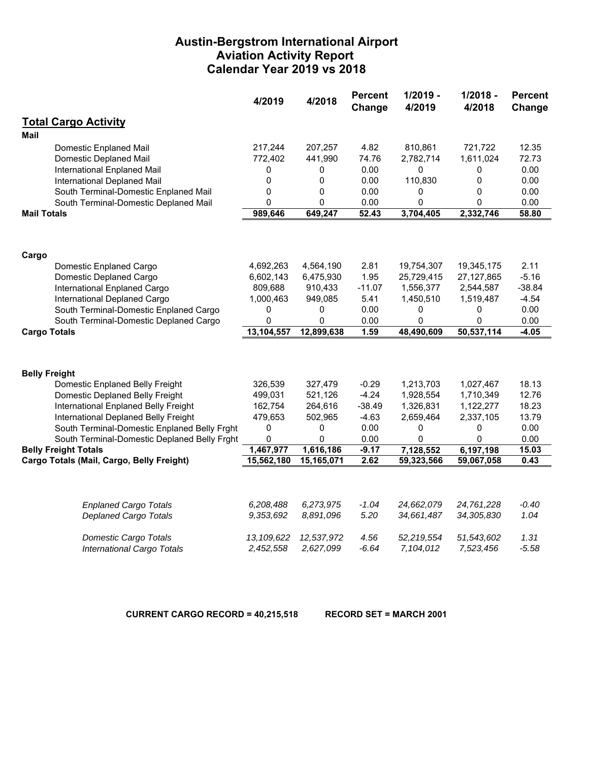# Austin-Bergstrom International Airport
## Aviation Activity Report
## Calendar Year 2019 vs 2018

| | 4/2019 | 4/2018 | Percent Change | 1/2019 - 4/2019 | 1/2018 - 4/2018 | Percent Change |
|---|---|---|---|---|---|---|
| **Total Cargo Activity** | | | | | | |
| **Mail** | | | | | | |
| Domestic Enplaned Mail | 217,244 | 207,257 | 4.82 | 810,861 | 721,722 | 12.35 |
| Domestic Deplaned Mail | 772,402 | 441,990 | 74.76 | 2,782,714 | 1,611,024 | 72.73 |
| International Enplaned Mail | 0 | 0 | 0.00 | 0 | 0 | 0.00 |
| International Deplaned Mail | 0 | 0 | 0.00 | 110,830 | 0 | 0.00 |
| South Terminal-Domestic Enplaned Mail | 0 | 0 | 0.00 | 0 | 0 | 0.00 |
| South Terminal-Domestic Deplaned Mail | 0 | 0 | 0.00 | 0 | 0 | 0.00 |
| **Mail Totals** | **989,646** | **649,247** | **52.43** | **3,704,405** | **2,332,746** | **58.80** |
| **Cargo** | | | | | | |
| Domestic Enplaned Cargo | 4,692,263 | 4,564,190 | 2.81 | 19,754,307 | 19,345,175 | 2.11 |
| Domestic Deplaned Cargo | 6,602,143 | 6,475,930 | 1.95 | 25,729,415 | 27,127,865 | -5.16 |
| International Enplaned Cargo | 809,688 | 910,433 | -11.07 | 1,556,377 | 2,544,587 | -38.84 |
| International Deplaned Cargo | 1,000,463 | 949,085 | 5.41 | 1,450,510 | 1,519,487 | -4.54 |
| South Terminal-Domestic Enplaned Cargo | 0 | 0 | 0.00 | 0 | 0 | 0.00 |
| South Terminal-Domestic Deplaned Cargo | 0 | 0 | 0.00 | 0 | 0 | 0.00 |
| **Cargo Totals** | **13,104,557** | **12,899,638** | **1.59** | **48,490,609** | **50,537,114** | **-4.05** |
| **Belly Freight** | | | | | | |
| Domestic Enplaned Belly Freight | 326,539 | 327,479 | -0.29 | 1,213,703 | 1,027,467 | 18.13 |
| Domestic Deplaned Belly Freight | 499,031 | 521,126 | -4.24 | 1,928,554 | 1,710,349 | 12.76 |
| International Enplaned Belly Freight | 162,754 | 264,616 | -38.49 | 1,326,831 | 1,122,277 | 18.23 |
| International Deplaned Belly Freight | 479,653 | 502,965 | -4.63 | 2,659,464 | 2,337,105 | 13.79 |
| South Terminal-Domestic Enplaned Belly Frght | 0 | 0 | 0.00 | 0 | 0 | 0.00 |
| South Terminal-Domestic Deplaned Belly Frght | 0 | 0 | 0.00 | 0 | 0 | 0.00 |
| **Belly Freight Totals** | **1,467,977** | **1,616,186** | **-9.17** | **7,128,552** | **6,197,198** | **15.03** |
| **Cargo Totals (Mail, Cargo, Belly Freight)** | **15,562,180** | **15,165,071** | **2.62** | **59,323,566** | **59,067,058** | **0.43** |
| *Enplaned Cargo Totals* | *6,208,488* | *6,273,975* | *-1.04* | *24,662,079* | *24,761,228* | *-0.40* |
| *Deplaned Cargo Totals* | *9,353,692* | *8,891,096* | *5.20* | *34,661,487* | *34,305,830* | *1.04* |
| *Domestic Cargo Totals* | *13,109,622* | *12,537,972* | *4.56* | *52,219,554* | *51,543,602* | *1.31* |
| *International Cargo Totals* | *2,452,558* | *2,627,099* | *-6.64* | *7,104,012* | *7,523,456* | *-5.58* |

**CURRENT CARGO RECORD = 40,215,518** **RECORD SET = MARCH 2001**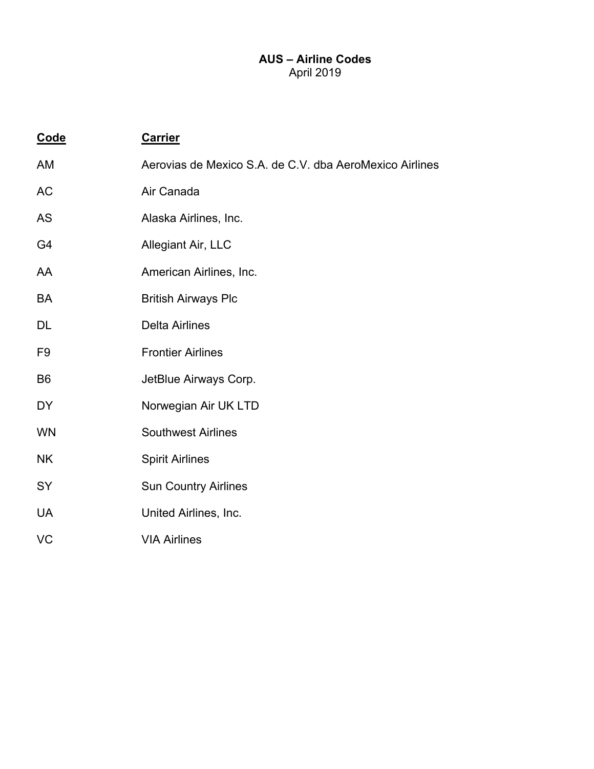# AUS – Airline Codes

April 2019

| Code | Carrier |
|---|---|
| AM | Aerovias de Mexico S.A. de C.V. dba AeroMexico Airlines |
| AC | Air Canada |
| AS | Alaska Airlines, Inc. |
| G4 | Allegiant Air, LLC |
| AA | American Airlines, Inc. |
| BA | British Airways Plc |
| DL | Delta Airlines |
| F9 | Frontier Airlines |
| B6 | JetBlue Airways Corp. |
| DY | Norwegian Air UK LTD |
| WN | Southwest Airlines |
| NK | Spirit Airlines |
| SY | Sun Country Airlines |
| UA | United Airlines, Inc. |
| VC | VIA Airlines |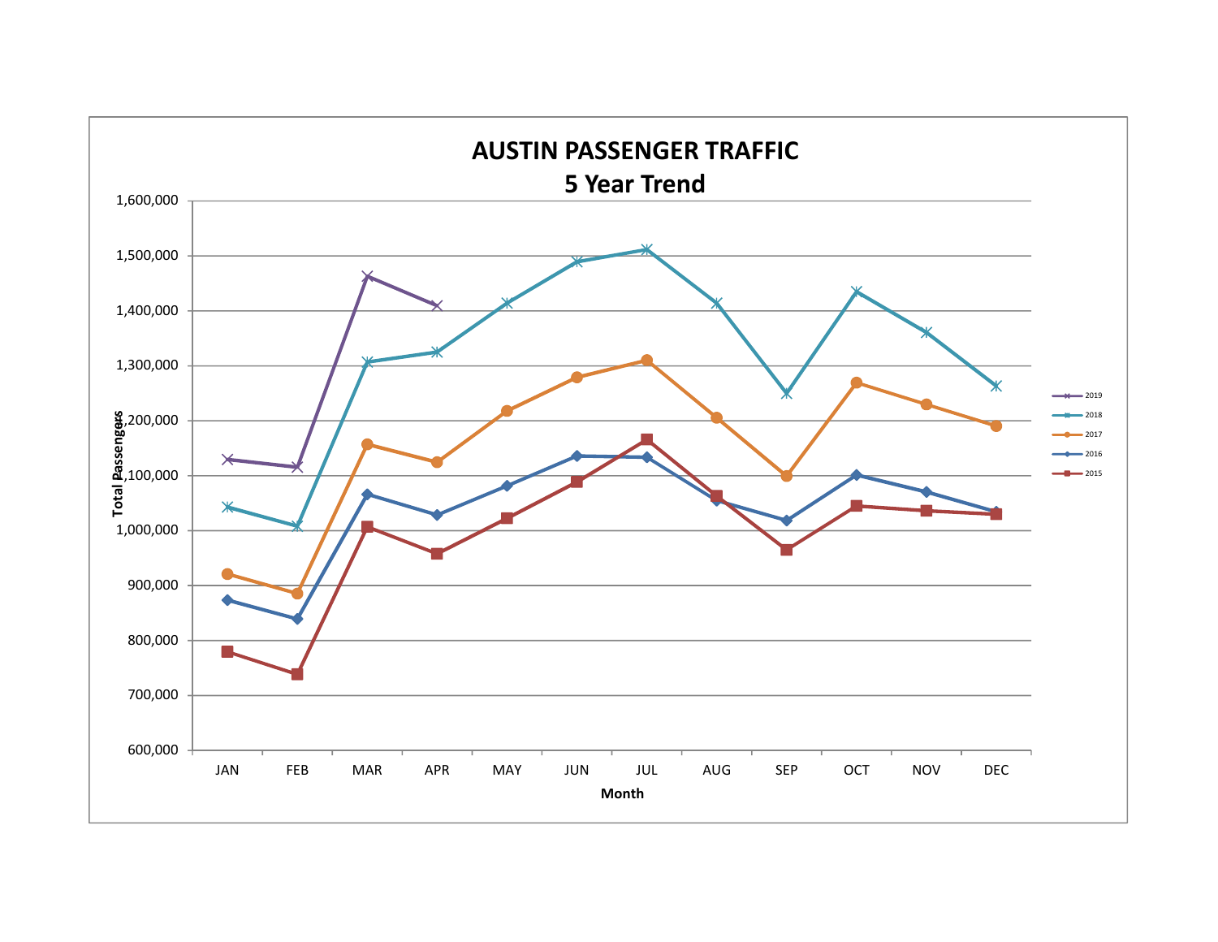# AUSTIN PASSENGER TRAFFIC
## 5 Year Trend

Total Passengers

1,600,000
1,500,000
1,400,000
1,300,000
1,200,000
1,100,000
1,000,000
900,000
800,000
700,000
600,000

JAN FEB MAR APR MAY JUN JUL AUG SEP OCT NOV DEC

Month

- 2019
- 2018
- 2017
- 2016
- 2015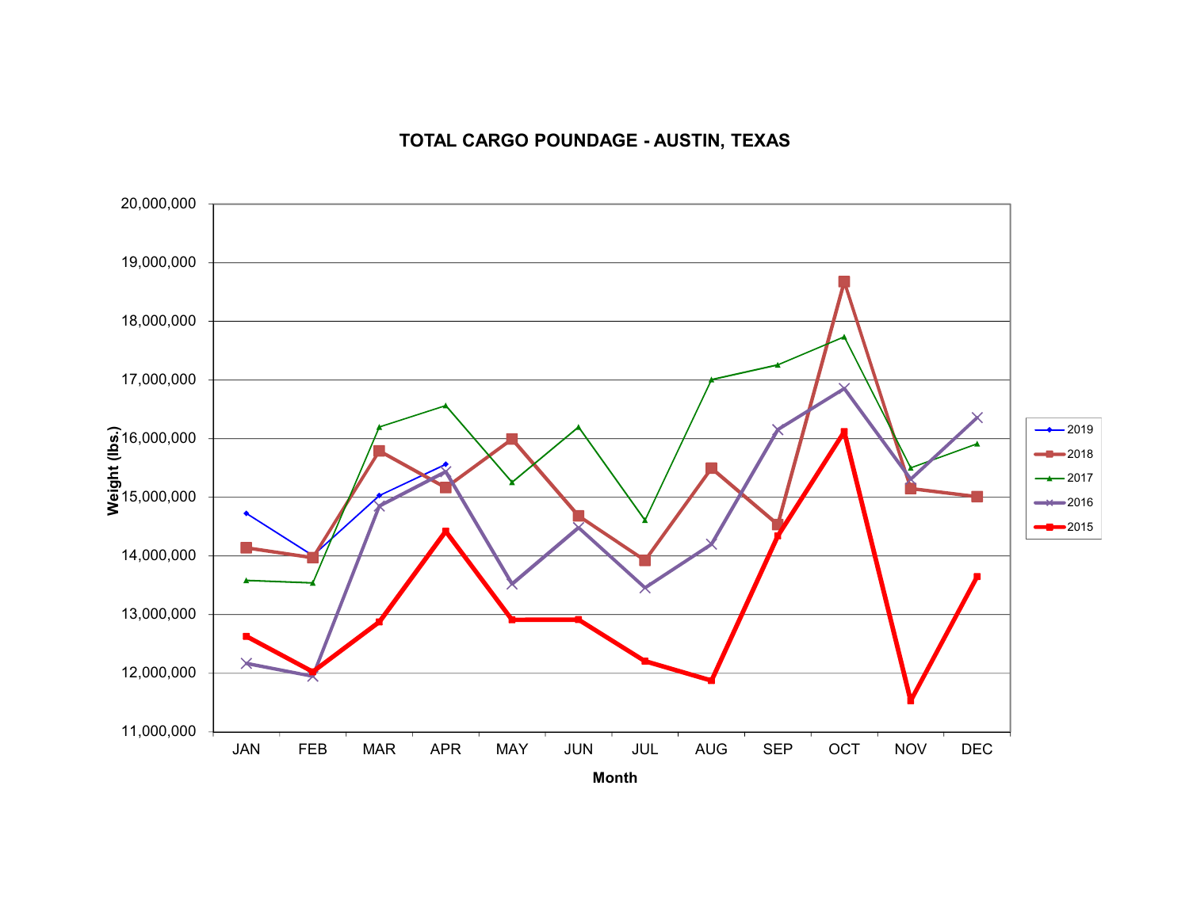# TOTAL CARGO POUNDAGE - AUSTIN, TEXAS

Weight (lbs.)

20,000,000
19,000,000
18,000,000
17,000,000
16,000,000
15,000,000
14,000,000
13,000,000
12,000,000
11,000,000

JAN FEB MAR APR MAY JUN JUL AUG SEP OCT NOV DEC

Month

- 2019
- 2018
- 2017
- 2016
- 2015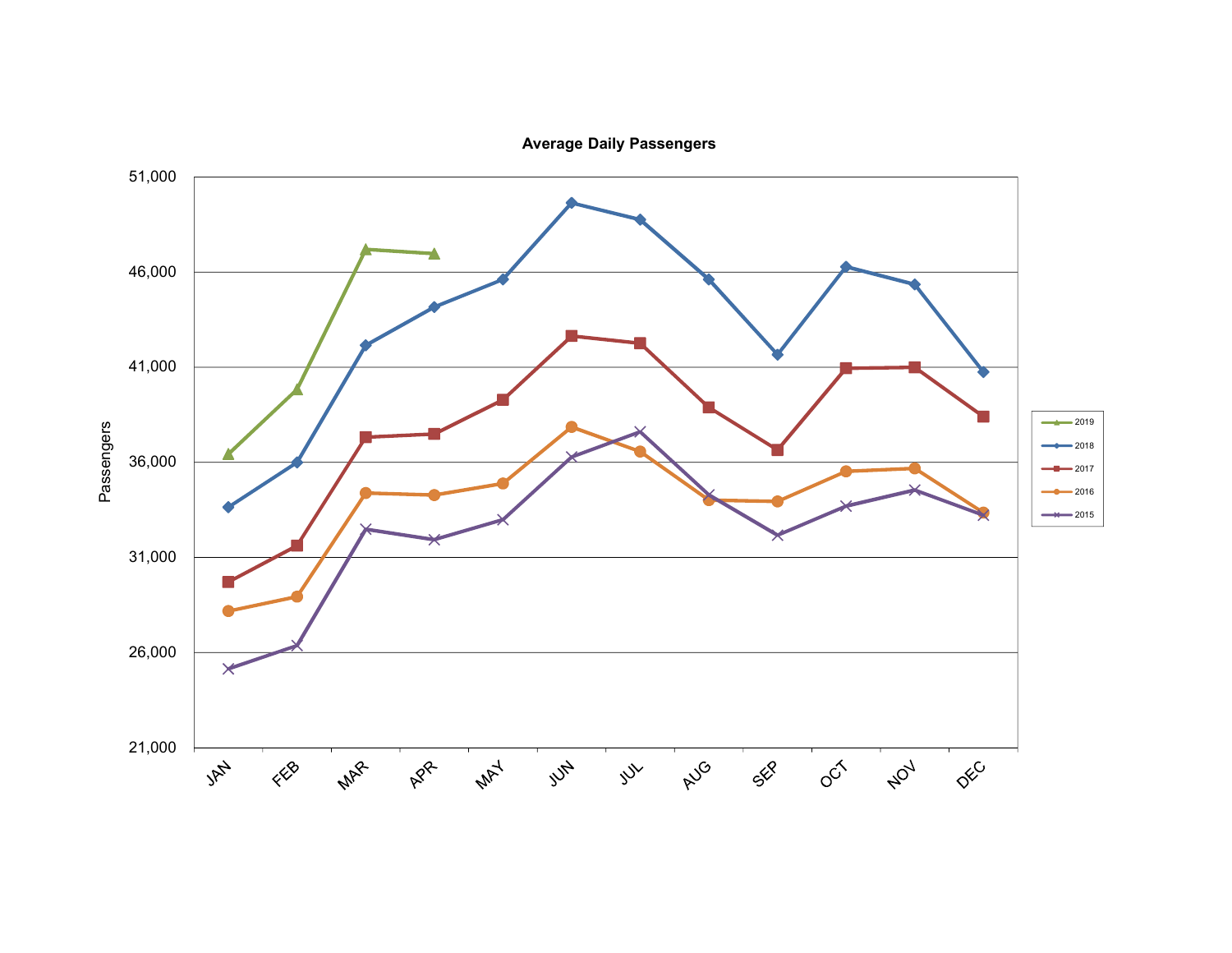### Average Daily Passengers

Passengers

51,000
46,000
41,000
36,000
31,000
26,000
21,000

JAN FEB MAR APR MAY JUN JUL AUG SEP OCT NOV DEC

2019
2018
2017
2016
2015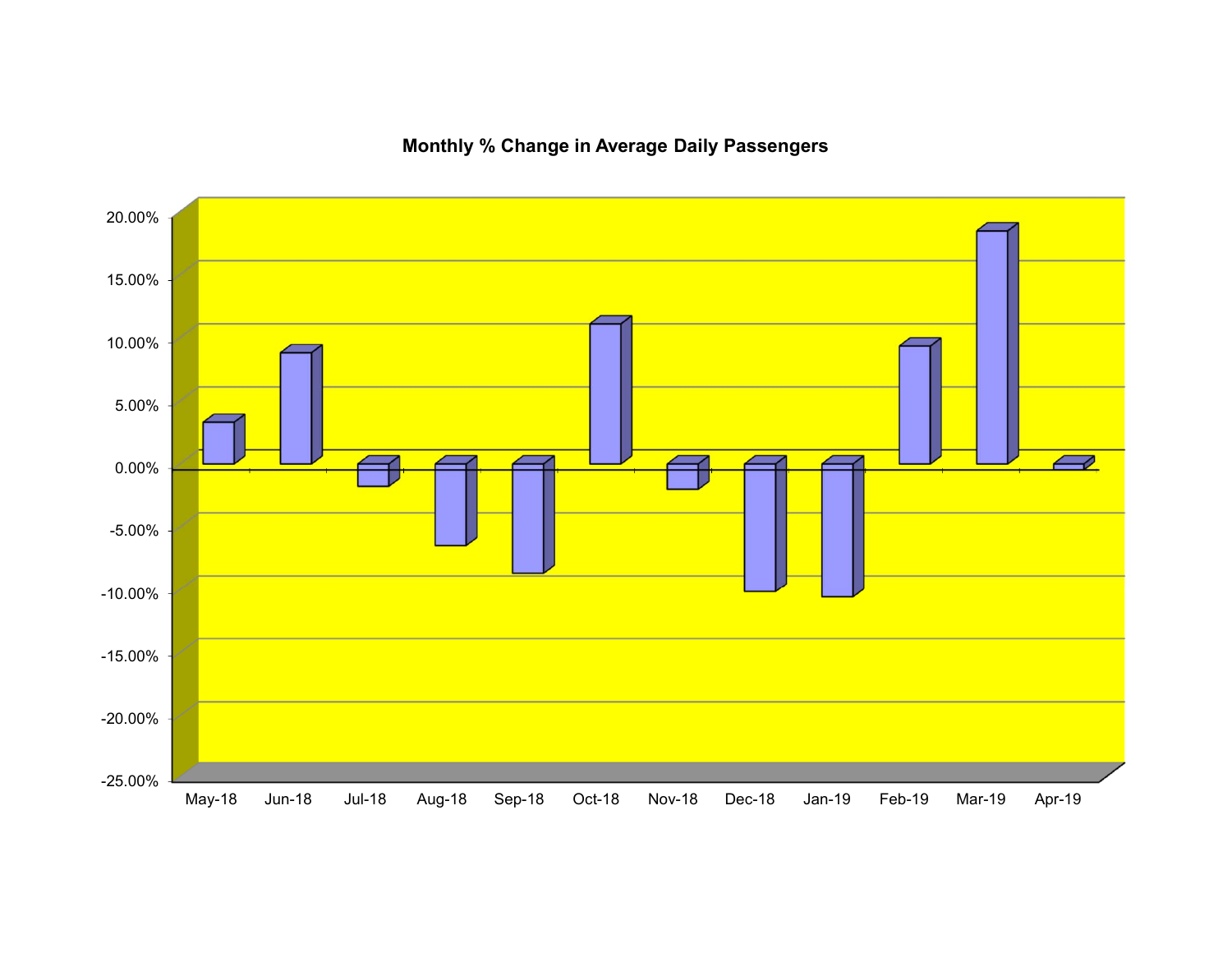**Monthly % Change in Average Daily Passengers**

20.00%
15.00%
10.00%
5.00%
0.00%
-5.00%
-10.00%
-15.00%
-20.00%
-25.00%

May-18 Jun-18 Jul-18 Aug-18 Sep-18 Oct-18 Nov-18 Dec-18 Jan-19 Feb-19 Mar-19 Apr-19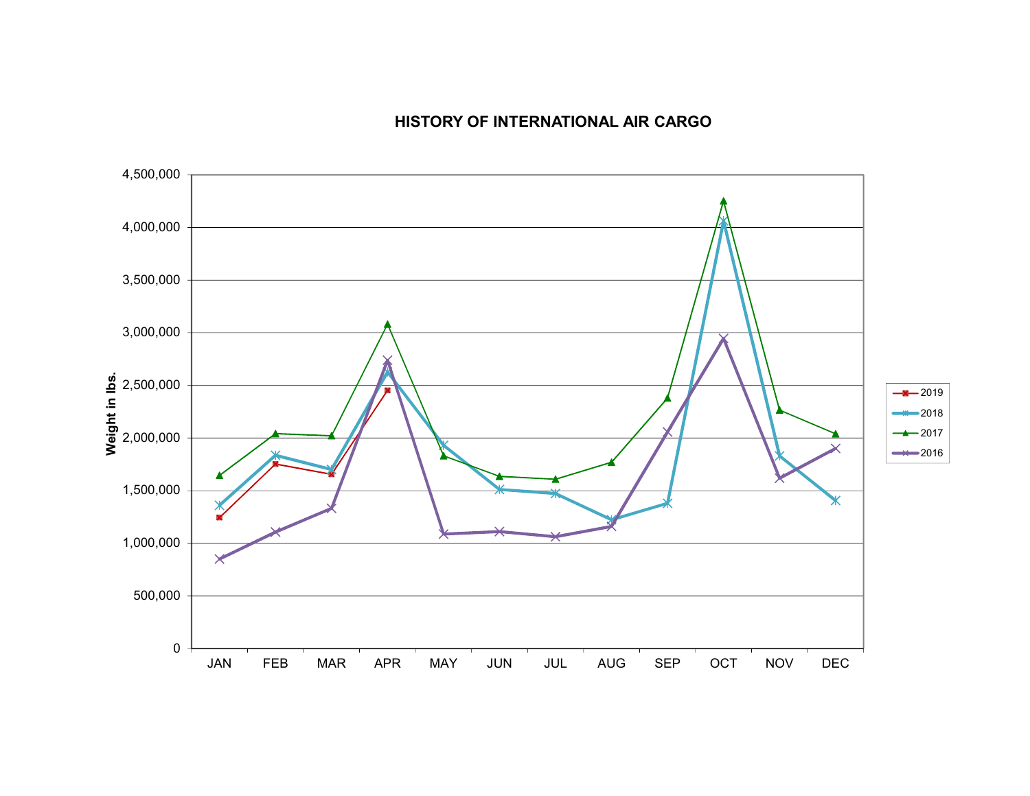# HISTORY OF INTERNATIONAL AIR CARGO

Weight in lbs.

4,500,000
4,000,000
3,500,000
3,000,000
2,500,000
2,000,000
1,500,000
1,000,000
500,000
0

JAN FEB MAR APR MAY JUN JUL AUG SEP OCT NOV DEC

- 2019
- 2018
- 2017
- 2016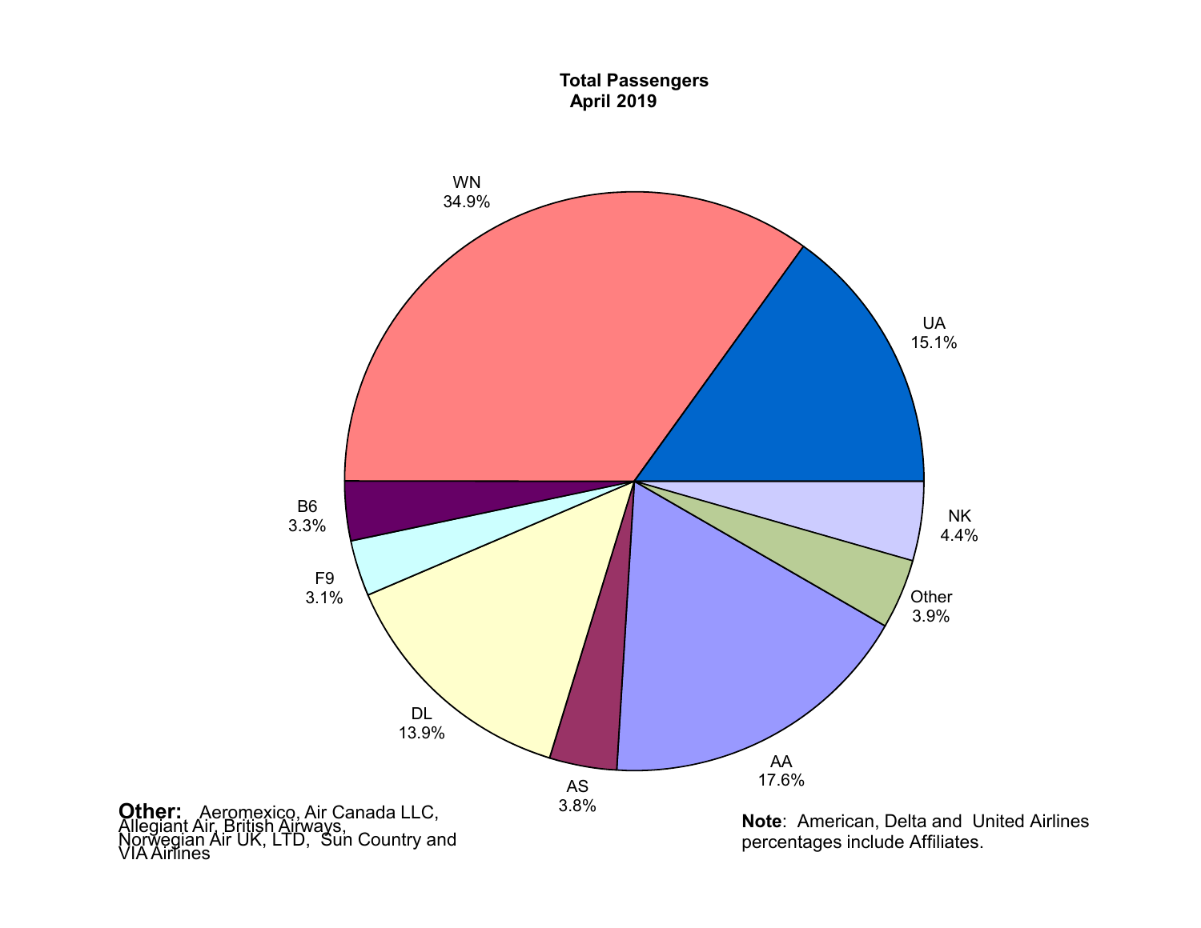**Total Passengers**
**April 2019**

| Airline | Share |
| --- | --- |
| WN | 34.9% |
| UA | 15.1% |
| NK | 4.4% |
| Other | 3.9% |
| AA | 17.6% |
| AS | 3.8% |
| DL | 13.9% |
| F9 | 3.1% |
| B6 | 3.3% |

**Other:** Aeromexico, Air Canada LLC, Allegiant Air, British Airways, Norwegian Air UK, LTD, Sun Country and VIA Airlines

**Note**: American, Delta and United Airlines percentages include Affiliates.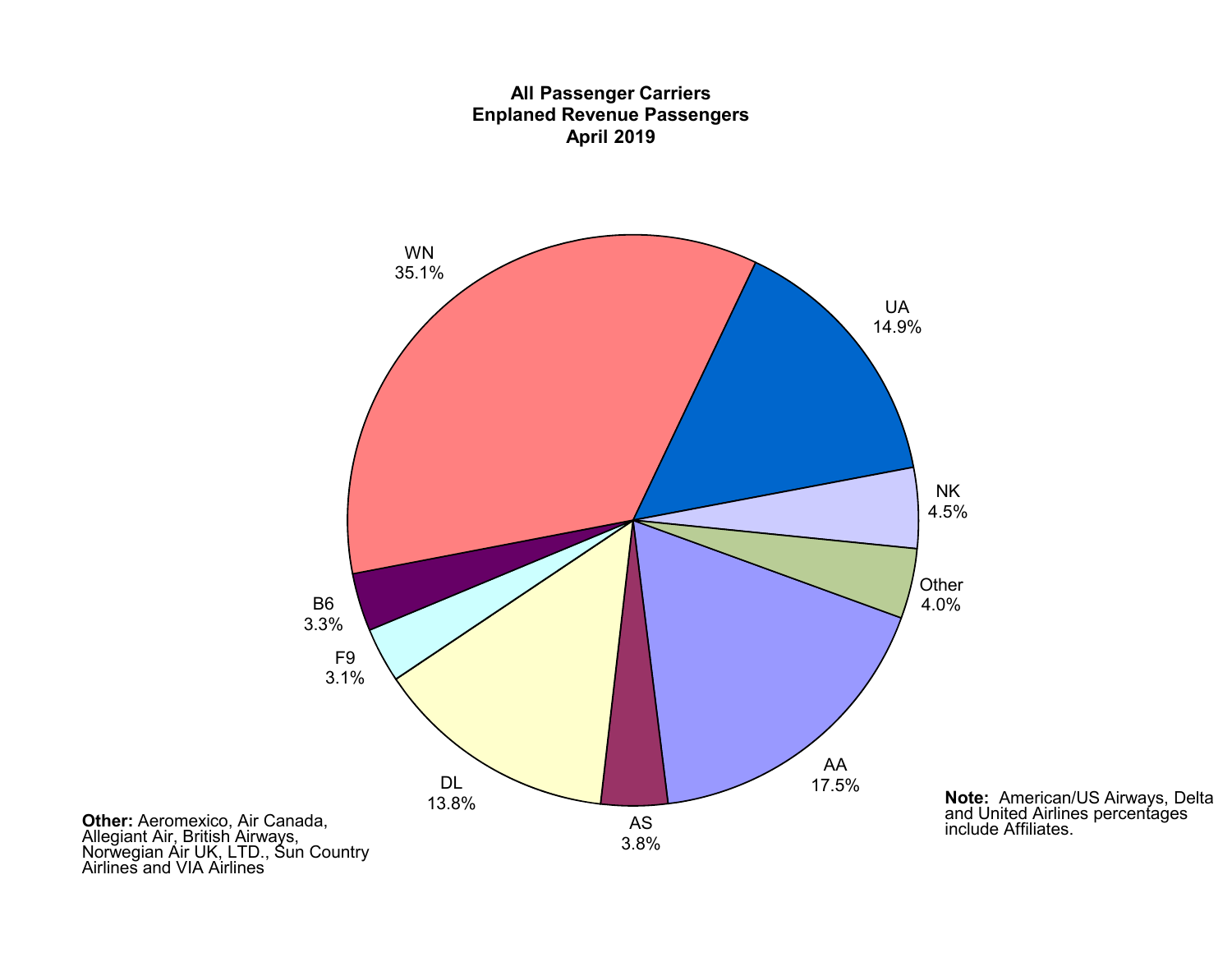**All Passenger Carriers**
**Enplaned Revenue Passengers**
**April 2019**

| Carrier | Share |
|---|---|
| WN | 35.1% |
| UA | 14.9% |
| NK | 4.5% |
| Other | 4.0% |
| AA | 17.5% |
| AS | 3.8% |
| DL | 13.8% |
| F9 | 3.1% |
| B6 | 3.3% |

**Other:** Aeromexico, Air Canada, Allegiant Air, British Airways, Norwegian Air UK, LTD., Sun Country Airlines and VIA Airlines

**Note:** American/US Airways, Delta and United Airlines percentages include Affiliates.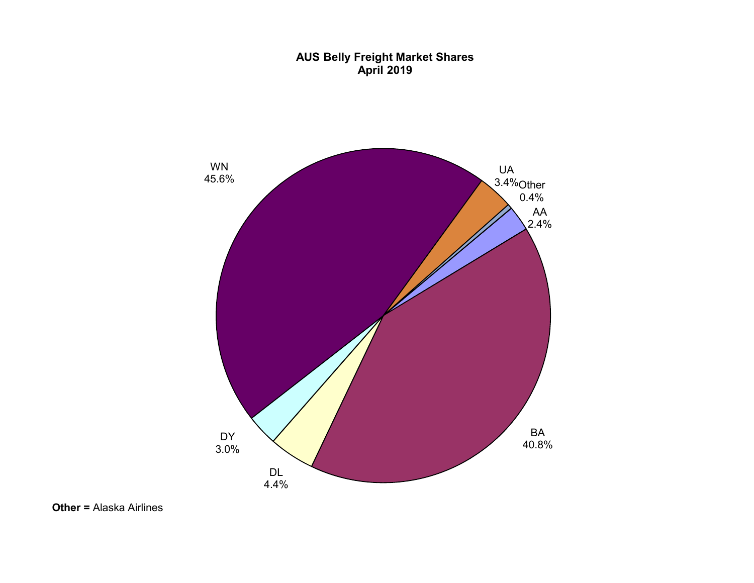**AUS Belly Freight Market Shares**
**April 2019**

| Carrier | Share |
|---|---|
| WN | 45.6% |
| BA | 40.8% |
| DL | 4.4% |
| UA | 3.4% |
| DY | 3.0% |
| AA | 2.4% |
| Other | 0.4% |

**Other =** Alaska Airlines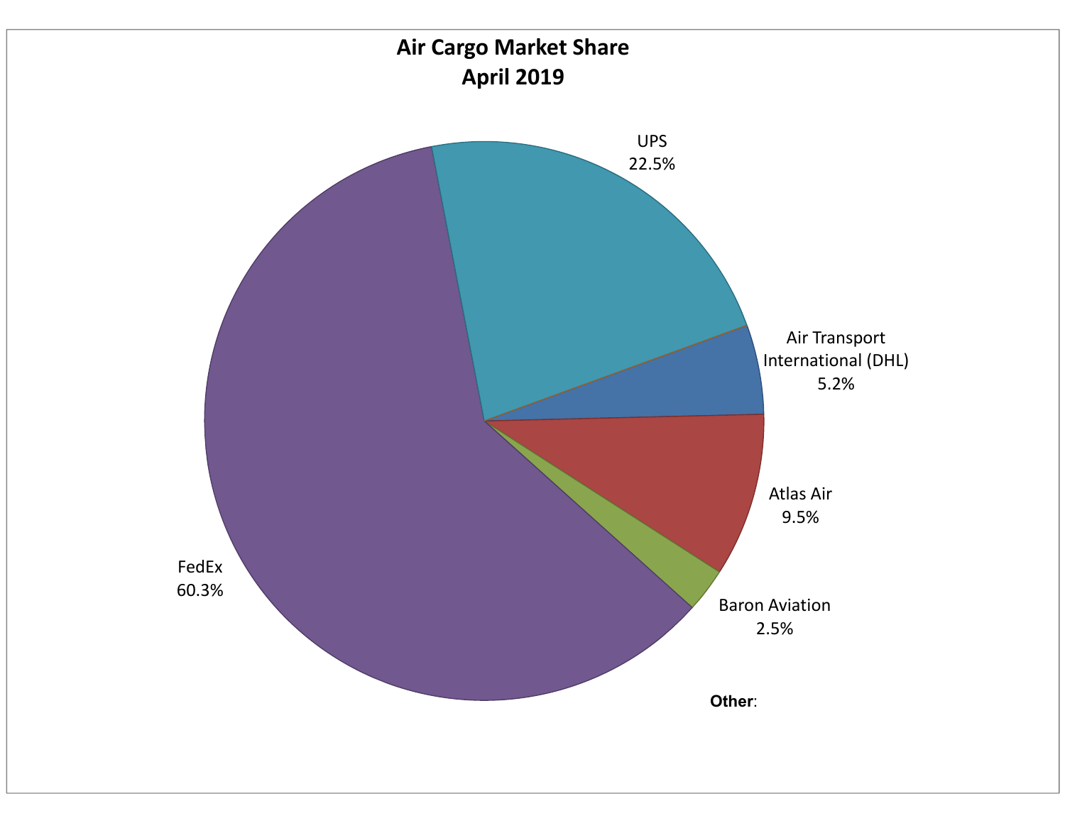**Air Cargo Market Share**
**April 2019**

| Carrier | Market Share |
| --- | --- |
| FedEx | 60.3% |
| UPS | 22.5% |
| Air Transport International (DHL) | 5.2% |
| Atlas Air | 9.5% |
| Baron Aviation | 2.5% |

**Other**: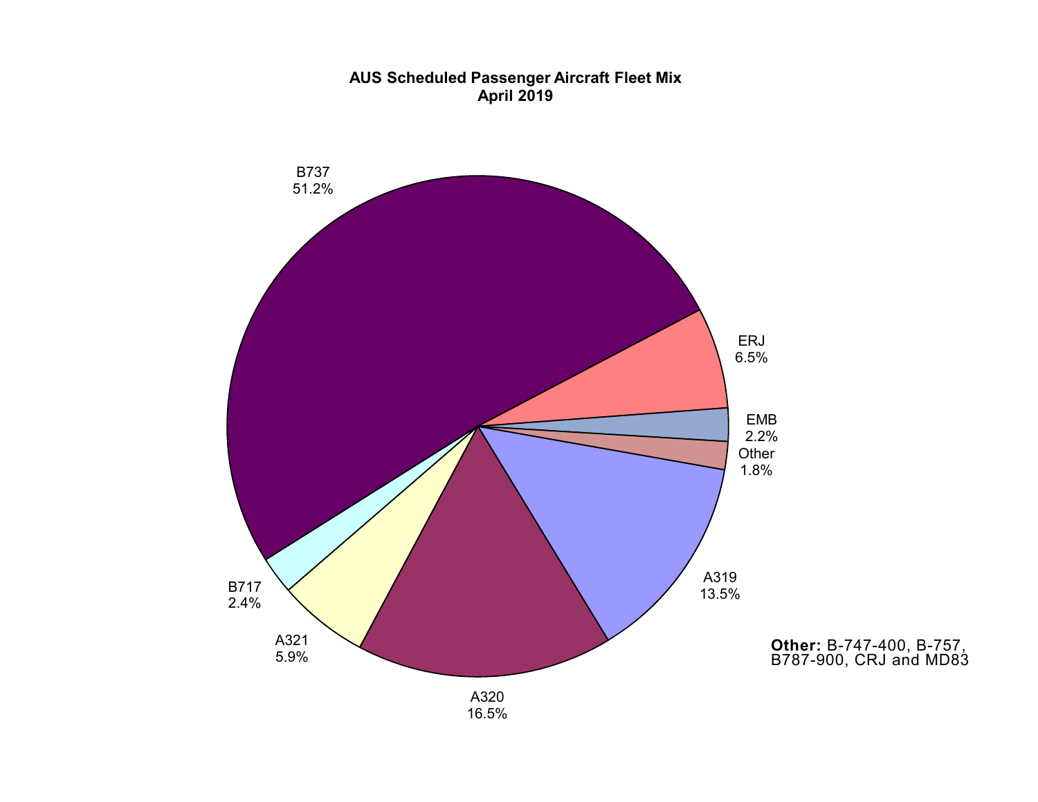**AUS Scheduled Passenger Aircraft Fleet Mix**
**April 2019**

| Aircraft | Share |
| --- | --- |
| B737 | 51.2% |
| A320 | 16.5% |
| A319 | 13.5% |
| ERJ | 6.5% |
| A321 | 5.9% |
| B717 | 2.4% |
| EMB | 2.2% |
| Other | 1.8% |

**Other:** B-747-400, B-757, B787-900, CRJ and MD83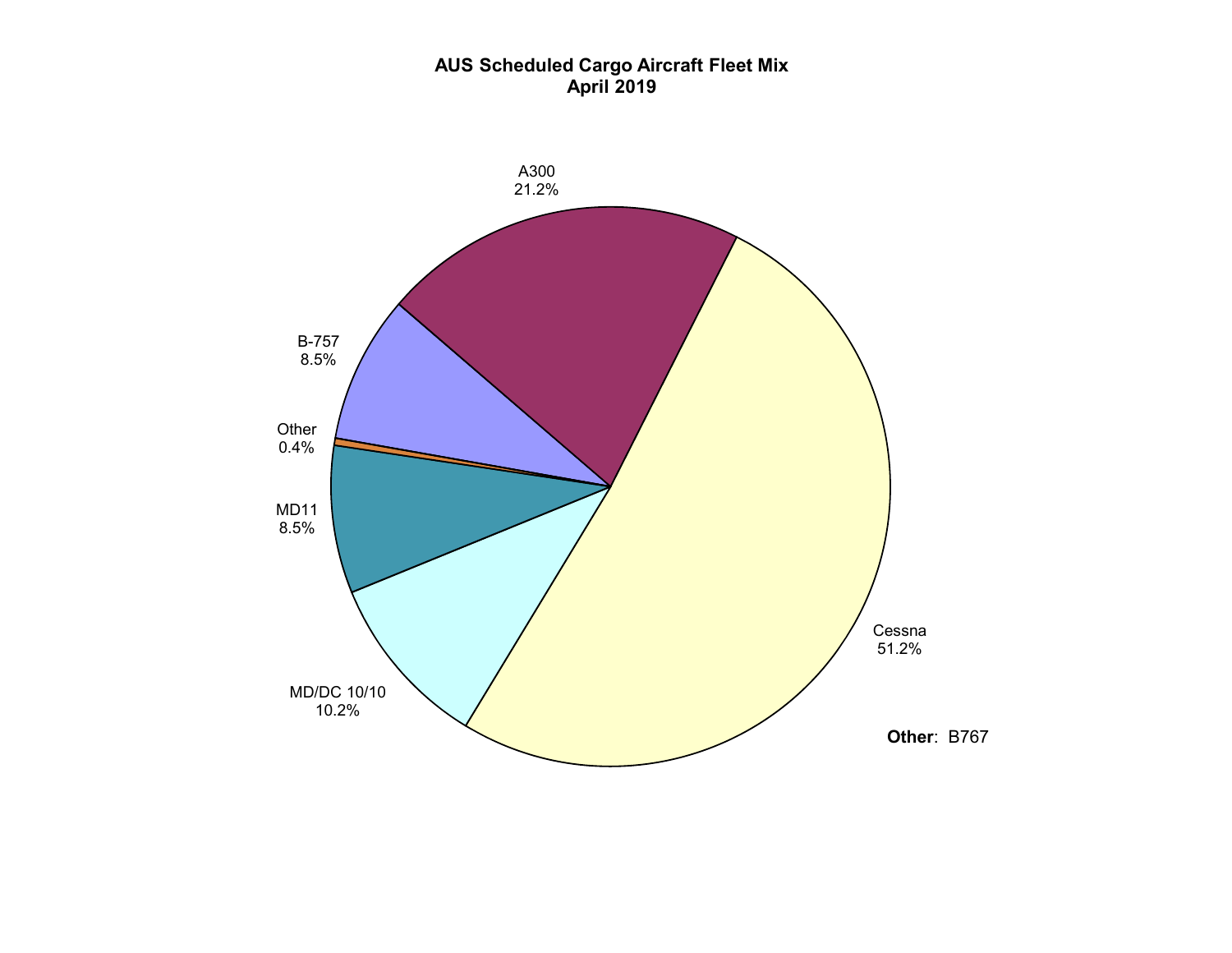**AUS Scheduled Cargo Aircraft Fleet Mix**
**April 2019**

A300
21.2%

B-757
8.5%

Other
0.4%

MD11
8.5%

MD/DC 10/10
10.2%

Cessna
51.2%

**Other**: B767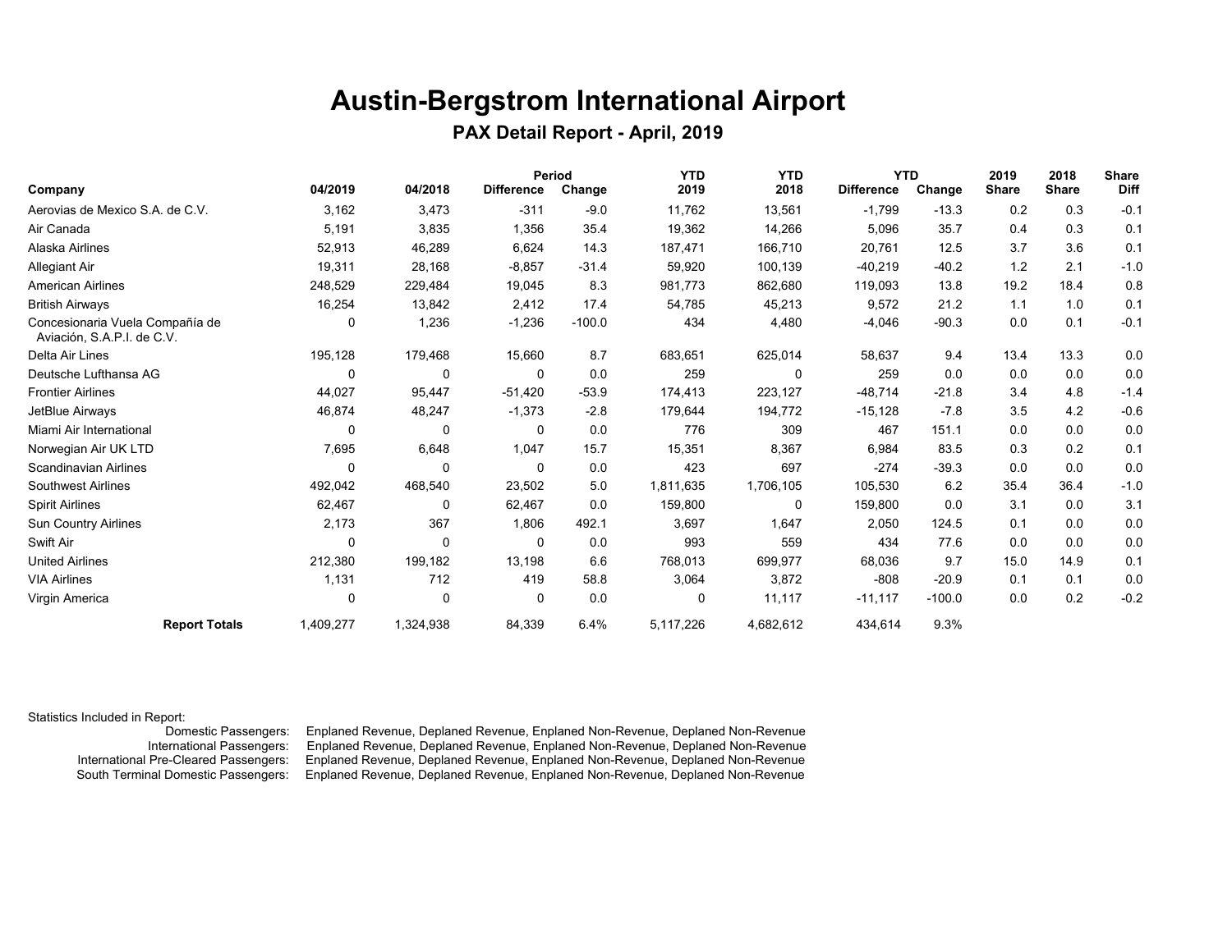# Austin-Bergstrom International Airport

## PAX Detail Report - April, 2019

| Company | 04/2019 | 04/2018 | Period Difference | Period Change | YTD 2019 | YTD 2018 | YTD Difference | YTD Change | 2019 Share | 2018 Share | Share Diff |
|---|---|---|---|---|---|---|---|---|---|---|---|
| Aerovias de Mexico S.A. de C.V. | 3,162 | 3,473 | -311 | -9.0 | 11,762 | 13,561 | -1,799 | -13.3 | 0.2 | 0.3 | -0.1 |
| Air Canada | 5,191 | 3,835 | 1,356 | 35.4 | 19,362 | 14,266 | 5,096 | 35.7 | 0.4 | 0.3 | 0.1 |
| Alaska Airlines | 52,913 | 46,289 | 6,624 | 14.3 | 187,471 | 166,710 | 20,761 | 12.5 | 3.7 | 3.6 | 0.1 |
| Allegiant Air | 19,311 | 28,168 | -8,857 | -31.4 | 59,920 | 100,139 | -40,219 | -40.2 | 1.2 | 2.1 | -1.0 |
| American Airlines | 248,529 | 229,484 | 19,045 | 8.3 | 981,773 | 862,680 | 119,093 | 13.8 | 19.2 | 18.4 | 0.8 |
| British Airways | 16,254 | 13,842 | 2,412 | 17.4 | 54,785 | 45,213 | 9,572 | 21.2 | 1.1 | 1.0 | 0.1 |
| Concesionaria Vuela Compañía de Aviación, S.A.P.I. de C.V. | 0 | 1,236 | -1,236 | -100.0 | 434 | 4,480 | -4,046 | -90.3 | 0.0 | 0.1 | -0.1 |
| Delta Air Lines | 195,128 | 179,468 | 15,660 | 8.7 | 683,651 | 625,014 | 58,637 | 9.4 | 13.4 | 13.3 | 0.0 |
| Deutsche Lufthansa AG | 0 | 0 | 0 | 0.0 | 259 | 0 | 259 | 0.0 | 0.0 | 0.0 | 0.0 |
| Frontier Airlines | 44,027 | 95,447 | -51,420 | -53.9 | 174,413 | 223,127 | -48,714 | -21.8 | 3.4 | 4.8 | -1.4 |
| JetBlue Airways | 46,874 | 48,247 | -1,373 | -2.8 | 179,644 | 194,772 | -15,128 | -7.8 | 3.5 | 4.2 | -0.6 |
| Miami Air International | 0 | 0 | 0 | 0.0 | 776 | 309 | 467 | 151.1 | 0.0 | 0.0 | 0.0 |
| Norwegian Air UK LTD | 7,695 | 6,648 | 1,047 | 15.7 | 15,351 | 8,367 | 6,984 | 83.5 | 0.3 | 0.2 | 0.1 |
| Scandinavian Airlines | 0 | 0 | 0 | 0.0 | 423 | 697 | -274 | -39.3 | 0.0 | 0.0 | 0.0 |
| Southwest Airlines | 492,042 | 468,540 | 23,502 | 5.0 | 1,811,635 | 1,706,105 | 105,530 | 6.2 | 35.4 | 36.4 | -1.0 |
| Spirit Airlines | 62,467 | 0 | 62,467 | 0.0 | 159,800 | 0 | 159,800 | 0.0 | 3.1 | 0.0 | 3.1 |
| Sun Country Airlines | 2,173 | 367 | 1,806 | 492.1 | 3,697 | 1,647 | 2,050 | 124.5 | 0.1 | 0.0 | 0.0 |
| Swift Air | 0 | 0 | 0 | 0.0 | 993 | 559 | 434 | 77.6 | 0.0 | 0.0 | 0.0 |
| United Airlines | 212,380 | 199,182 | 13,198 | 6.6 | 768,013 | 699,977 | 68,036 | 9.7 | 15.0 | 14.9 | 0.1 |
| VIA Airlines | 1,131 | 712 | 419 | 58.8 | 3,064 | 3,872 | -808 | -20.9 | 0.1 | 0.1 | 0.0 |
| Virgin America | 0 | 0 | 0 | 0.0 | 0 | 11,117 | -11,117 | -100.0 | 0.0 | 0.2 | -0.2 |
| **Report Totals** | 1,409,277 | 1,324,938 | 84,339 | 6.4% | 5,117,226 | 4,682,612 | 434,614 | 9.3% | | | |

Statistics Included in Report:

Domestic Passengers: Enplaned Revenue, Deplaned Revenue, Enplaned Non-Revenue, Deplaned Non-Revenue
International Passengers: Enplaned Revenue, Deplaned Revenue, Enplaned Non-Revenue, Deplaned Non-Revenue
International Pre-Cleared Passengers: Enplaned Revenue, Deplaned Revenue, Enplaned Non-Revenue, Deplaned Non-Revenue
South Terminal Domestic Passengers: Enplaned Revenue, Deplaned Revenue, Enplaned Non-Revenue, Deplaned Non-Revenue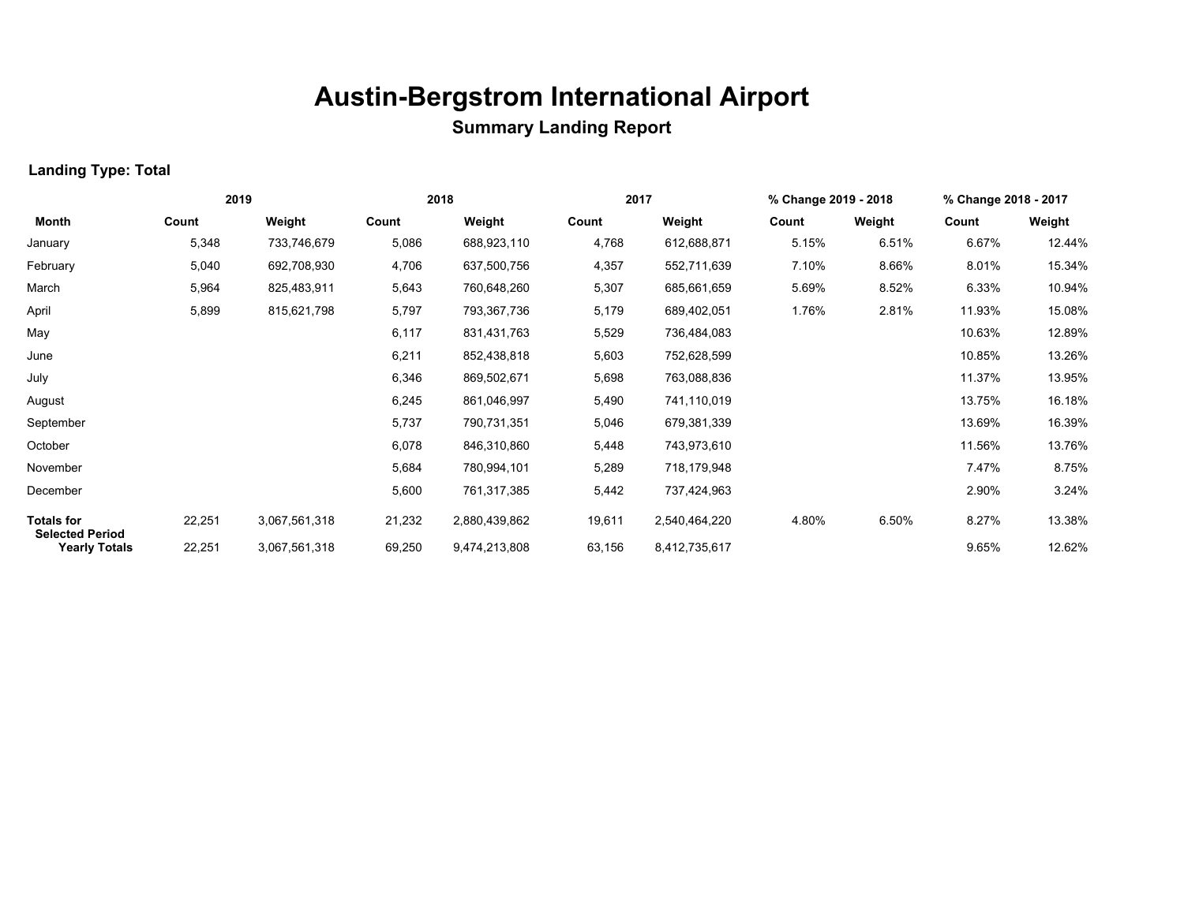# Austin-Bergstrom International Airport

## Summary Landing Report

**Landing Type: Total**

| | 2019 | | 2018 | | 2017 | | % Change 2019 - 2018 | | % Change 2018 - 2017 | |
|---|---|---|---|---|---|---|---|---|---|---|
| **Month** | **Count** | **Weight** | **Count** | **Weight** | **Count** | **Weight** | **Count** | **Weight** | **Count** | **Weight** |
| January | 5,348 | 733,746,679 | 5,086 | 688,923,110 | 4,768 | 612,688,871 | 5.15% | 6.51% | 6.67% | 12.44% |
| February | 5,040 | 692,708,930 | 4,706 | 637,500,756 | 4,357 | 552,711,639 | 7.10% | 8.66% | 8.01% | 15.34% |
| March | 5,964 | 825,483,911 | 5,643 | 760,648,260 | 5,307 | 685,661,659 | 5.69% | 8.52% | 6.33% | 10.94% |
| April | 5,899 | 815,621,798 | 5,797 | 793,367,736 | 5,179 | 689,402,051 | 1.76% | 2.81% | 11.93% | 15.08% |
| May | | | 6,117 | 831,431,763 | 5,529 | 736,484,083 | | | 10.63% | 12.89% |
| June | | | 6,211 | 852,438,818 | 5,603 | 752,628,599 | | | 10.85% | 13.26% |
| July | | | 6,346 | 869,502,671 | 5,698 | 763,088,836 | | | 11.37% | 13.95% |
| August | | | 6,245 | 861,046,997 | 5,490 | 741,110,019 | | | 13.75% | 16.18% |
| September | | | 5,737 | 790,731,351 | 5,046 | 679,381,339 | | | 13.69% | 16.39% |
| October | | | 6,078 | 846,310,860 | 5,448 | 743,973,610 | | | 11.56% | 13.76% |
| November | | | 5,684 | 780,994,101 | 5,289 | 718,179,948 | | | 7.47% | 8.75% |
| December | | | 5,600 | 761,317,385 | 5,442 | 737,424,963 | | | 2.90% | 3.24% |
| **Totals for Selected Period** | 22,251 | 3,067,561,318 | 21,232 | 2,880,439,862 | 19,611 | 2,540,464,220 | 4.80% | 6.50% | 8.27% | 13.38% |
| **Yearly Totals** | 22,251 | 3,067,561,318 | 69,250 | 9,474,213,808 | 63,156 | 8,412,735,617 | | | 9.65% | 12.62% |